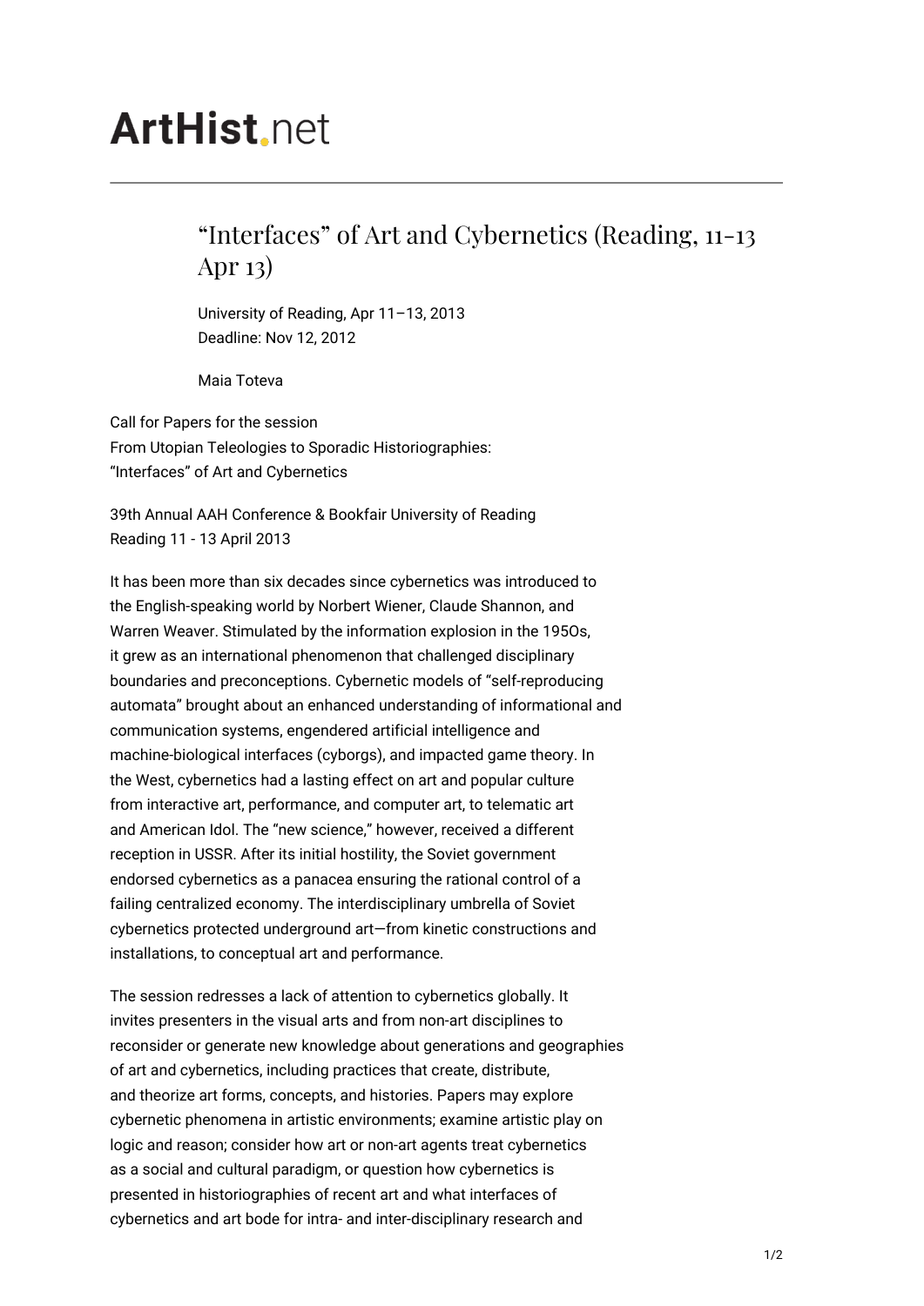# ArtHist.net

## "Interfaces" of Art and Cybernetics (Reading, 11-13 Apr 13)

University of Reading, Apr 11–13, 2013
Deadline: Nov 12, 2012

Maia Toteva

Call for Papers for the session
From Utopian Teleologies to Sporadic Historiographies:
"Interfaces" of Art and Cybernetics

39th Annual AAH Conference & Bookfair University of Reading
Reading 11 - 13 April 2013

It has been more than six decades since cybernetics was introduced to the English-speaking world by Norbert Wiener, Claude Shannon, and Warren Weaver. Stimulated by the information explosion in the 195Os, it grew as an international phenomenon that challenged disciplinary boundaries and preconceptions. Cybernetic models of "self-reproducing automata" brought about an enhanced understanding of informational and communication systems, engendered artificial intelligence and machine-biological interfaces (cyborgs), and impacted game theory. In the West, cybernetics had a lasting effect on art and popular culture from interactive art, performance, and computer art, to telematic art and American Idol. The "new science," however, received a different reception in USSR. After its initial hostility, the Soviet government endorsed cybernetics as a panacea ensuring the rational control of a failing centralized economy. The interdisciplinary umbrella of Soviet cybernetics protected underground art—from kinetic constructions and installations, to conceptual art and performance.

The session redresses a lack of attention to cybernetics globally. It invites presenters in the visual arts and from non-art disciplines to reconsider or generate new knowledge about generations and geographies of art and cybernetics, including practices that create, distribute, and theorize art forms, concepts, and histories. Papers may explore cybernetic phenomena in artistic environments; examine artistic play on logic and reason; consider how art or non-art agents treat cybernetics as a social and cultural paradigm, or question how cybernetics is presented in historiographies of recent art and what interfaces of cybernetics and art bode for intra- and inter-disciplinary research and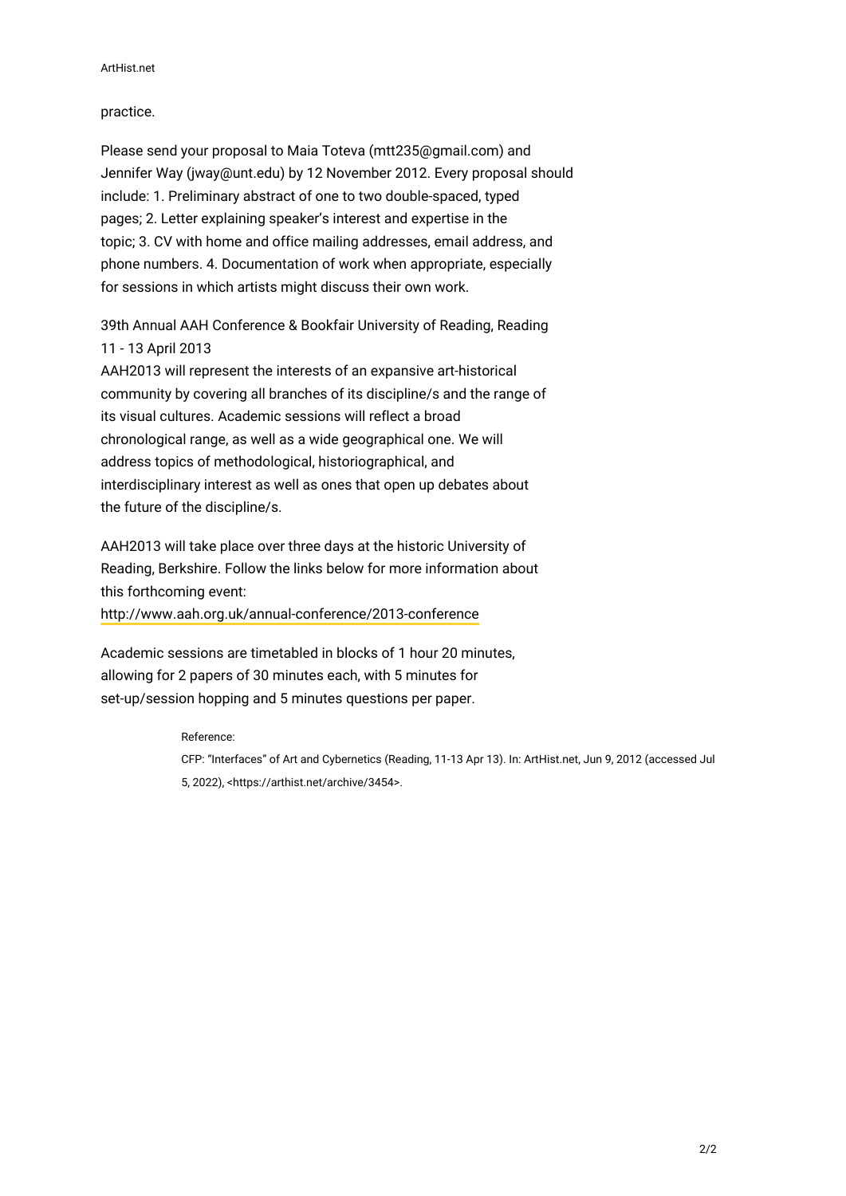practice.

Please send your proposal to Maia Toteva (mtt235@gmail.com) and Jennifer Way (jway@unt.edu) by 12 November 2012. Every proposal should include: 1. Preliminary abstract of one to two double-spaced, typed pages; 2. Letter explaining speaker's interest and expertise in the topic; 3. CV with home and office mailing addresses, email address, and phone numbers. 4. Documentation of work when appropriate, especially for sessions in which artists might discuss their own work.

39th Annual AAH Conference & Bookfair University of Reading, Reading
11 - 13 April 2013
AAH2013 will represent the interests of an expansive art-historical community by covering all branches of its discipline/s and the range of its visual cultures. Academic sessions will reflect a broad chronological range, as well as a wide geographical one. We will address topics of methodological, historiographical, and interdisciplinary interest as well as ones that open up debates about the future of the discipline/s.

AAH2013 will take place over three days at the historic University of Reading, Berkshire. Follow the links below for more information about this forthcoming event:
http://www.aah.org.uk/annual-conference/2013-conference

Academic sessions are timetabled in blocks of 1 hour 20 minutes, allowing for 2 papers of 30 minutes each, with 5 minutes for set-up/session hopping and 5 minutes questions per paper.

Reference:

CFP: "Interfaces" of Art and Cybernetics (Reading, 11-13 Apr 13). In: ArtHist.net, Jun 9, 2012 (accessed Jul 5, 2022), <https://arthist.net/archive/3454>.